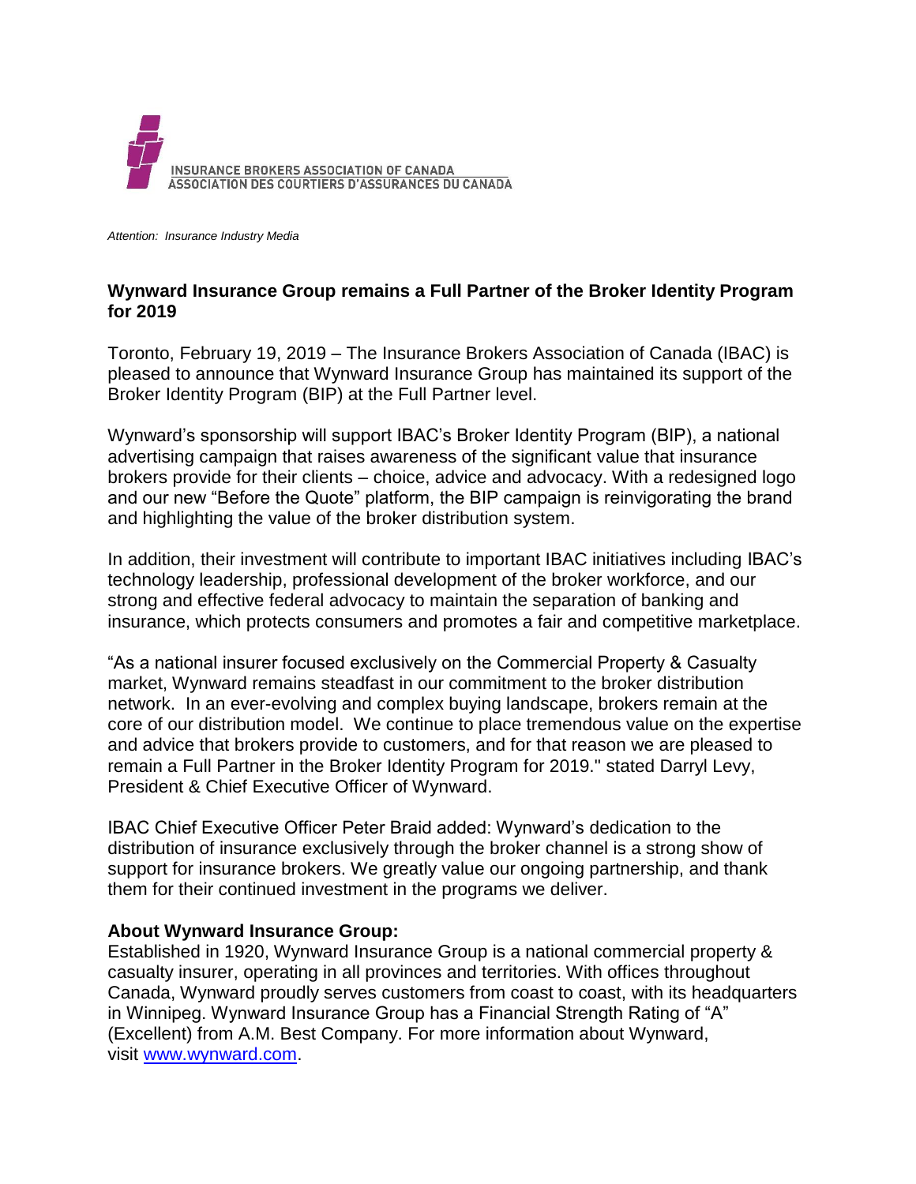INSURANCE BROKERS ASSOCIATION OF CANADA
ASSOCIATION DES COURTIERS D'ASSURANCES DU CANADA

*Attention: Insurance Industry Media*

**Wynward Insurance Group remains a Full Partner of the Broker Identity Program for 2019**

Toronto, February 19, 2019 – The Insurance Brokers Association of Canada (IBAC) is pleased to announce that Wynward Insurance Group has maintained its support of the Broker Identity Program (BIP) at the Full Partner level.

Wynward's sponsorship will support IBAC's Broker Identity Program (BIP), a national advertising campaign that raises awareness of the significant value that insurance brokers provide for their clients – choice, advice and advocacy. With a redesigned logo and our new "Before the Quote" platform, the BIP campaign is reinvigorating the brand and highlighting the value of the broker distribution system.

In addition, their investment will contribute to important IBAC initiatives including IBAC's technology leadership, professional development of the broker workforce, and our strong and effective federal advocacy to maintain the separation of banking and insurance, which protects consumers and promotes a fair and competitive marketplace.

"As a national insurer focused exclusively on the Commercial Property & Casualty market, Wynward remains steadfast in our commitment to the broker distribution network. In an ever-evolving and complex buying landscape, brokers remain at the core of our distribution model. We continue to place tremendous value on the expertise and advice that brokers provide to customers, and for that reason we are pleased to remain a Full Partner in the Broker Identity Program for 2019." stated Darryl Levy, President & Chief Executive Officer of Wynward.

IBAC Chief Executive Officer Peter Braid added: Wynward's dedication to the distribution of insurance exclusively through the broker channel is a strong show of support for insurance brokers. We greatly value our ongoing partnership, and thank them for their continued investment in the programs we deliver.

**About Wynward Insurance Group:**
Established in 1920, Wynward Insurance Group is a national commercial property & casualty insurer, operating in all provinces and territories. With offices throughout Canada, Wynward proudly serves customers from coast to coast, with its headquarters in Winnipeg. Wynward Insurance Group has a Financial Strength Rating of "A" (Excellent) from A.M. Best Company. For more information about Wynward, visit [www.wynward.com](http://www.wynward.com).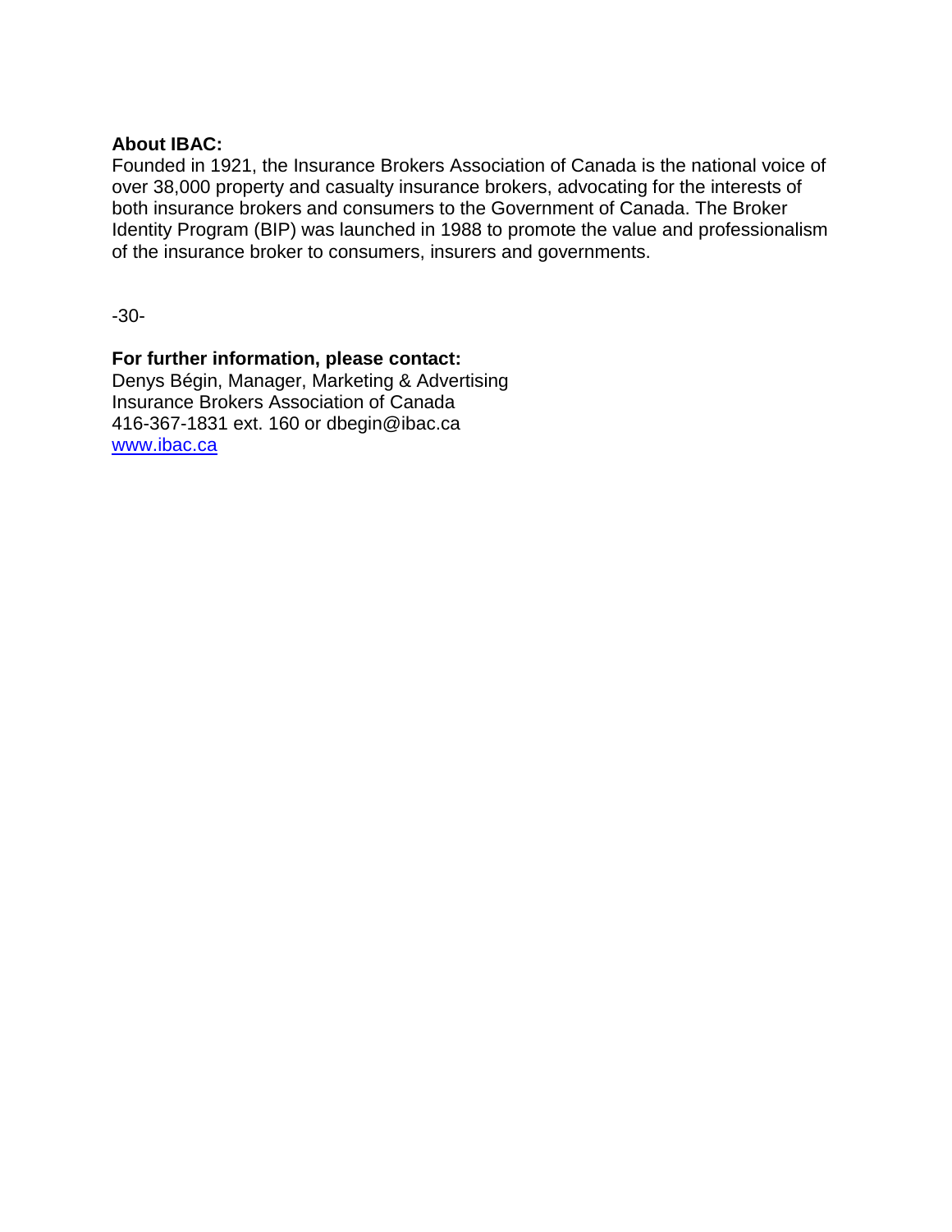**About IBAC:**
Founded in 1921, the Insurance Brokers Association of Canada is the national voice of over 38,000 property and casualty insurance brokers, advocating for the interests of both insurance brokers and consumers to the Government of Canada. The Broker Identity Program (BIP) was launched in 1988 to promote the value and professionalism of the insurance broker to consumers, insurers and governments.

-30-

**For further information, please contact:**
Denys Bégin, Manager, Marketing & Advertising
Insurance Brokers Association of Canada
416-367-1831 ext. 160 or dbegin@ibac.ca
[www.ibac.ca](http://www.ibac.ca)